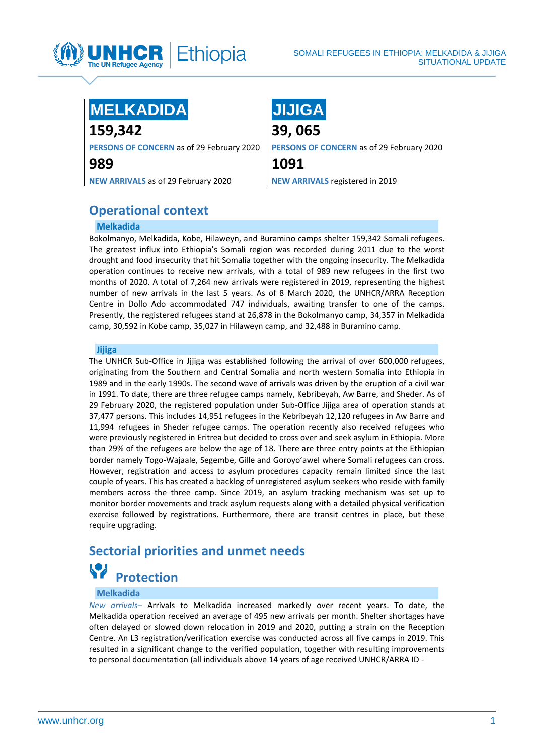# SOMALI REFUGEES IN ETHIOPIA: MELKADIDA & JIJIGA SITUATIONAL UPDATE

| MELKADIDA | JIJIGA |
| --- | --- |
| **159,342** | **39, 065** |
| PERSONS OF CONCERN as of 29 February 2020 | PERSONS OF CONCERN as of 29 February 2020 |
| **989** | **1091** |
| NEW ARRIVALS as of 29 February 2020 | NEW ARRIVALS registered in 2019 |

## Operational context

### Melkadida

Bokolmanyo, Melkadida, Kobe, Hilaweyn, and Buramino camps shelter 159,342 Somali refugees. The greatest influx into Ethiopia's Somali region was recorded during 2011 due to the worst drought and food insecurity that hit Somalia together with the ongoing insecurity. The Melkadida operation continues to receive new arrivals, with a total of 989 new refugees in the first two months of 2020. A total of 7,264 new arrivals were registered in 2019, representing the highest number of new arrivals in the last 5 years. As of 8 March 2020, the UNHCR/ARRA Reception Centre in Dollo Ado accommodated 747 individuals, awaiting transfer to one of the camps. Presently, the registered refugees stand at 26,878 in the Bokolmanyo camp, 34,357 in Melkadida camp, 30,592 in Kobe camp, 35,027 in Hilaweyn camp, and 32,488 in Buramino camp.

### Jijiga

The UNHCR Sub-Office in Jjiiga was established following the arrival of over 600,000 refugees, originating from the Southern and Central Somalia and north western Somalia into Ethiopia in 1989 and in the early 1990s. The second wave of arrivals was driven by the eruption of a civil war in 1991. To date, there are three refugee camps namely, Kebribeyah, Aw Barre, and Sheder. As of 29 February 2020, the registered population under Sub-Office Jijiga area of operation stands at 37,477 persons. This includes 14,951 refugees in the Kebribeyah 12,120 refugees in Aw Barre and 11,994 refugees in Sheder refugee camps. The operation recently also received refugees who were previously registered in Eritrea but decided to cross over and seek asylum in Ethiopia. More than 29% of the refugees are below the age of 18. There are three entry points at the Ethiopian border namely Togo-Wajaale, Segembe, Gille and Goroyo'awel where Somali refugees can cross. However, registration and access to asylum procedures capacity remain limited since the last couple of years. This has created a backlog of unregistered asylum seekers who reside with family members across the three camp. Since 2019, an asylum tracking mechanism was set up to monitor border movements and track asylum requests along with a detailed physical verification exercise followed by registrations. Furthermore, there are transit centres in place, but these require upgrading.

## Sectorial priorities and unmet needs

### Protection

#### Melkadida

*New arrivals*– Arrivals to Melkadida increased markedly over recent years. To date, the Melkadida operation received an average of 495 new arrivals per month. Shelter shortages have often delayed or slowed down relocation in 2019 and 2020, putting a strain on the Reception Centre. An L3 registration/verification exercise was conducted across all five camps in 2019. This resulted in a significant change to the verified population, together with resulting improvements to personal documentation (all individuals above 14 years of age received UNHCR/ARRA ID -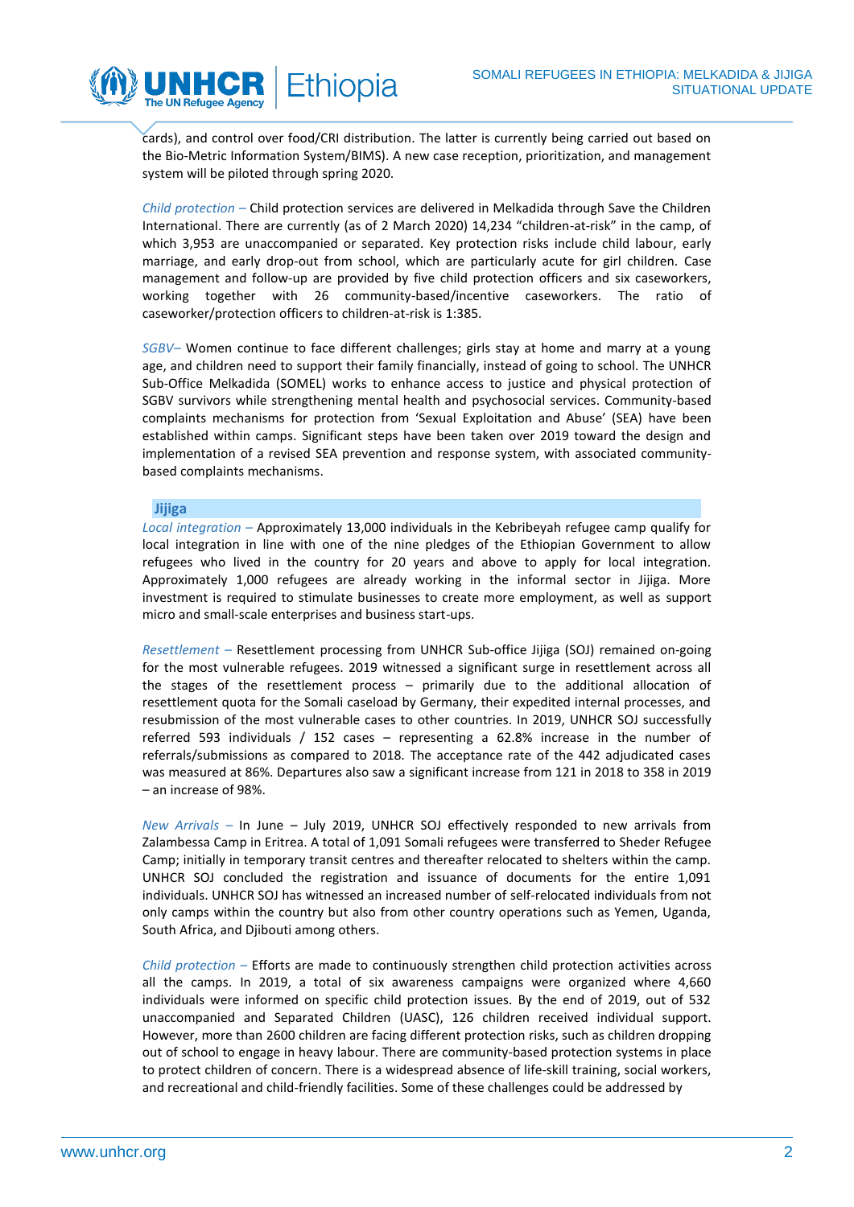cards), and control over food/CRI distribution. The latter is currently being carried out based on the Bio-Metric Information System/BIMS). A new case reception, prioritization, and management system will be piloted through spring 2020.

*Child protection –* Child protection services are delivered in Melkadida through Save the Children International. There are currently (as of 2 March 2020) 14,234 "children-at-risk" in the camp, of which 3,953 are unaccompanied or separated. Key protection risks include child labour, early marriage, and early drop-out from school, which are particularly acute for girl children. Case management and follow-up are provided by five child protection officers and six caseworkers, working together with 26 community-based/incentive caseworkers. The ratio of caseworker/protection officers to children-at-risk is 1:385.

*SGBV–* Women continue to face different challenges; girls stay at home and marry at a young age, and children need to support their family financially, instead of going to school. The UNHCR Sub-Office Melkadida (SOMEL) works to enhance access to justice and physical protection of SGBV survivors while strengthening mental health and psychosocial services. Community-based complaints mechanisms for protection from 'Sexual Exploitation and Abuse' (SEA) have been established within camps. Significant steps have been taken over 2019 toward the design and implementation of a revised SEA prevention and response system, with associated community-based complaints mechanisms.

## Jijiga

*Local integration –* Approximately 13,000 individuals in the Kebribeyah refugee camp qualify for local integration in line with one of the nine pledges of the Ethiopian Government to allow refugees who lived in the country for 20 years and above to apply for local integration. Approximately 1,000 refugees are already working in the informal sector in Jijiga. More investment is required to stimulate businesses to create more employment, as well as support micro and small-scale enterprises and business start-ups.

*Resettlement –* Resettlement processing from UNHCR Sub-office Jijiga (SOJ) remained on-going for the most vulnerable refugees. 2019 witnessed a significant surge in resettlement across all the stages of the resettlement process – primarily due to the additional allocation of resettlement quota for the Somali caseload by Germany, their expedited internal processes, and resubmission of the most vulnerable cases to other countries. In 2019, UNHCR SOJ successfully referred 593 individuals / 152 cases – representing a 62.8% increase in the number of referrals/submissions as compared to 2018. The acceptance rate of the 442 adjudicated cases was measured at 86%. Departures also saw a significant increase from 121 in 2018 to 358 in 2019 – an increase of 98%.

*New Arrivals –* In June – July 2019, UNHCR SOJ effectively responded to new arrivals from Zalambessa Camp in Eritrea. A total of 1,091 Somali refugees were transferred to Sheder Refugee Camp; initially in temporary transit centres and thereafter relocated to shelters within the camp. UNHCR SOJ concluded the registration and issuance of documents for the entire 1,091 individuals. UNHCR SOJ has witnessed an increased number of self-relocated individuals from not only camps within the country but also from other country operations such as Yemen, Uganda, South Africa, and Djibouti among others.

*Child protection –* Efforts are made to continuously strengthen child protection activities across all the camps. In 2019, a total of six awareness campaigns were organized where 4,660 individuals were informed on specific child protection issues. By the end of 2019, out of 532 unaccompanied and Separated Children (UASC), 126 children received individual support. However, more than 2600 children are facing different protection risks, such as children dropping out of school to engage in heavy labour. There are community-based protection systems in place to protect children of concern. There is a widespread absence of life-skill training, social workers, and recreational and child-friendly facilities. Some of these challenges could be addressed by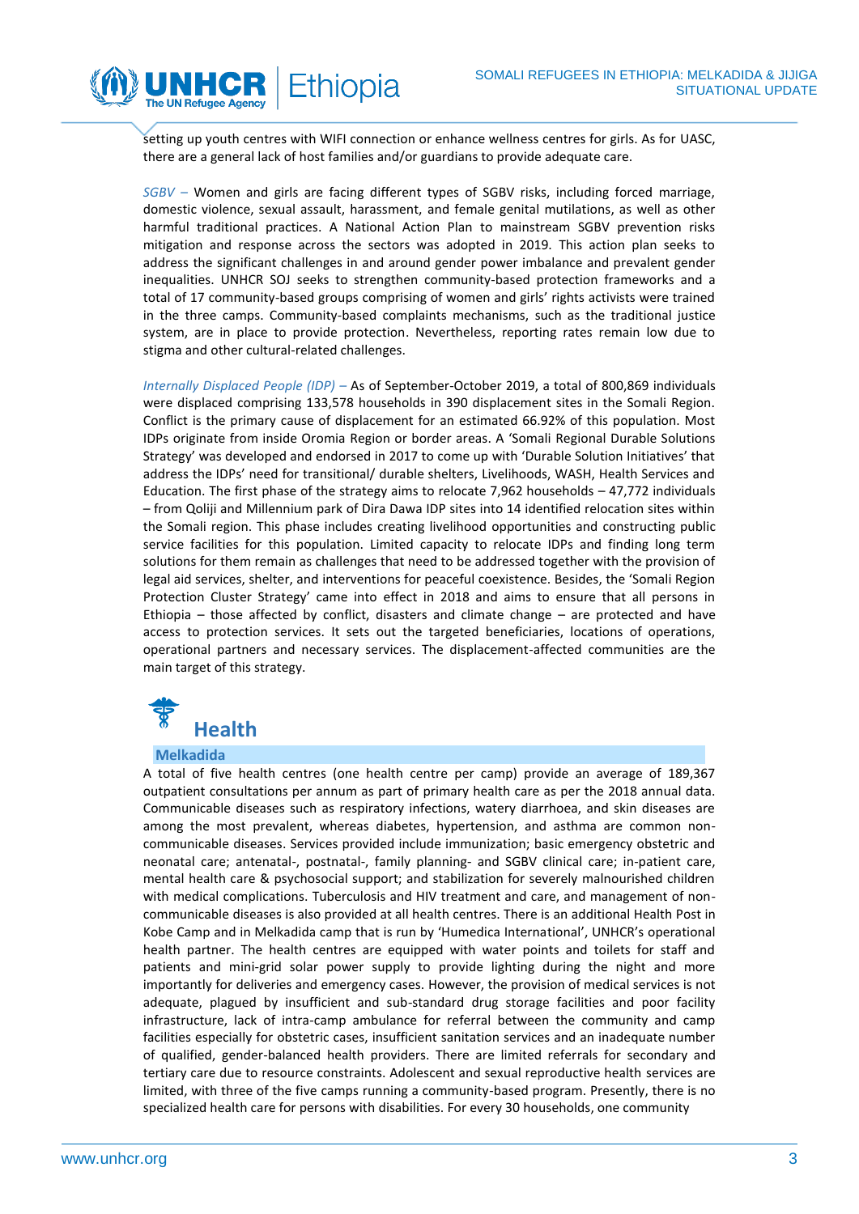setting up youth centres with WIFI connection or enhance wellness centres for girls. As for UASC, there are a general lack of host families and/or guardians to provide adequate care.

*SGBV –* Women and girls are facing different types of SGBV risks, including forced marriage, domestic violence, sexual assault, harassment, and female genital mutilations, as well as other harmful traditional practices. A National Action Plan to mainstream SGBV prevention risks mitigation and response across the sectors was adopted in 2019. This action plan seeks to address the significant challenges in and around gender power imbalance and prevalent gender inequalities. UNHCR SOJ seeks to strengthen community-based protection frameworks and a total of 17 community-based groups comprising of women and girls' rights activists were trained in the three camps. Community-based complaints mechanisms, such as the traditional justice system, are in place to provide protection. Nevertheless, reporting rates remain low due to stigma and other cultural-related challenges.

*Internally Displaced People (IDP) –* As of September-October 2019, a total of 800,869 individuals were displaced comprising 133,578 households in 390 displacement sites in the Somali Region. Conflict is the primary cause of displacement for an estimated 66.92% of this population. Most IDPs originate from inside Oromia Region or border areas. A 'Somali Regional Durable Solutions Strategy' was developed and endorsed in 2017 to come up with 'Durable Solution Initiatives' that address the IDPs' need for transitional/ durable shelters, Livelihoods, WASH, Health Services and Education. The first phase of the strategy aims to relocate 7,962 households – 47,772 individuals – from Qoliji and Millennium park of Dira Dawa IDP sites into 14 identified relocation sites within the Somali region. This phase includes creating livelihood opportunities and constructing public service facilities for this population. Limited capacity to relocate IDPs and finding long term solutions for them remain as challenges that need to be addressed together with the provision of legal aid services, shelter, and interventions for peaceful coexistence. Besides, the 'Somali Region Protection Cluster Strategy' came into effect in 2018 and aims to ensure that all persons in Ethiopia – those affected by conflict, disasters and climate change – are protected and have access to protection services. It sets out the targeted beneficiaries, locations of operations, operational partners and necessary services. The displacement-affected communities are the main target of this strategy.

## Health

### Melkadida

A total of five health centres (one health centre per camp) provide an average of 189,367 outpatient consultations per annum as part of primary health care as per the 2018 annual data. Communicable diseases such as respiratory infections, watery diarrhoea, and skin diseases are among the most prevalent, whereas diabetes, hypertension, and asthma are common non-communicable diseases. Services provided include immunization; basic emergency obstetric and neonatal care; antenatal-, postnatal-, family planning- and SGBV clinical care; in-patient care, mental health care & psychosocial support; and stabilization for severely malnourished children with medical complications. Tuberculosis and HIV treatment and care, and management of non-communicable diseases is also provided at all health centres. There is an additional Health Post in Kobe Camp and in Melkadida camp that is run by 'Humedica International', UNHCR's operational health partner. The health centres are equipped with water points and toilets for staff and patients and mini-grid solar power supply to provide lighting during the night and more importantly for deliveries and emergency cases. However, the provision of medical services is not adequate, plagued by insufficient and sub-standard drug storage facilities and poor facility infrastructure, lack of intra-camp ambulance for referral between the community and camp facilities especially for obstetric cases, insufficient sanitation services and an inadequate number of qualified, gender-balanced health providers. There are limited referrals for secondary and tertiary care due to resource constraints. Adolescent and sexual reproductive health services are limited, with three of the five camps running a community-based program. Presently, there is no specialized health care for persons with disabilities. For every 30 households, one community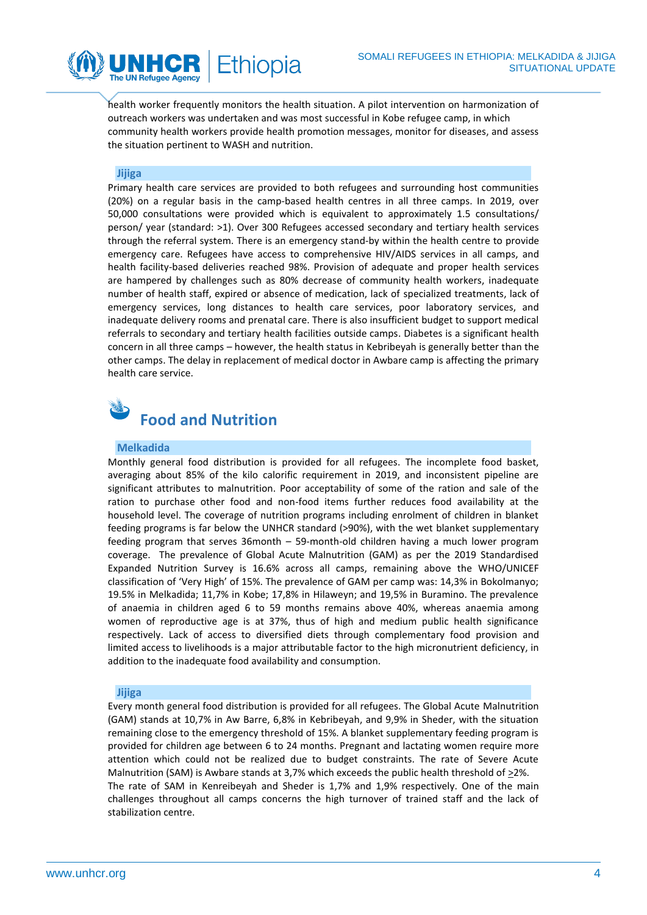health worker frequently monitors the health situation. A pilot intervention on harmonization of outreach workers was undertaken and was most successful in Kobe refugee camp, in which community health workers provide health promotion messages, monitor for diseases, and assess the situation pertinent to WASH and nutrition.

### Jijiga

Primary health care services are provided to both refugees and surrounding host communities (20%) on a regular basis in the camp-based health centres in all three camps. In 2019, over 50,000 consultations were provided which is equivalent to approximately 1.5 consultations/ person/ year (standard: >1). Over 300 Refugees accessed secondary and tertiary health services through the referral system. There is an emergency stand-by within the health centre to provide emergency care. Refugees have access to comprehensive HIV/AIDS services in all camps, and health facility-based deliveries reached 98%. Provision of adequate and proper health services are hampered by challenges such as 80% decrease of community health workers, inadequate number of health staff, expired or absence of medication, lack of specialized treatments, lack of emergency services, long distances to health care services, poor laboratory services, and inadequate delivery rooms and prenatal care. There is also insufficient budget to support medical referrals to secondary and tertiary health facilities outside camps. Diabetes is a significant health concern in all three camps – however, the health status in Kebribeyah is generally better than the other camps. The delay in replacement of medical doctor in Awbare camp is affecting the primary health care service.

## Food and Nutrition

### Melkadida

Monthly general food distribution is provided for all refugees. The incomplete food basket, averaging about 85% of the kilo calorific requirement in 2019, and inconsistent pipeline are significant attributes to malnutrition. Poor acceptability of some of the ration and sale of the ration to purchase other food and non-food items further reduces food availability at the household level. The coverage of nutrition programs including enrolment of children in blanket feeding programs is far below the UNHCR standard (>90%), with the wet blanket supplementary feeding program that serves 36month – 59-month-old children having a much lower program coverage. The prevalence of Global Acute Malnutrition (GAM) as per the 2019 Standardised Expanded Nutrition Survey is 16.6% across all camps, remaining above the WHO/UNICEF classification of 'Very High' of 15%. The prevalence of GAM per camp was: 14,3% in Bokolmanyo; 19.5% in Melkadida; 11,7% in Kobe; 17,8% in Hilaweyn; and 19,5% in Buramino. The prevalence of anaemia in children aged 6 to 59 months remains above 40%, whereas anaemia among women of reproductive age is at 37%, thus of high and medium public health significance respectively. Lack of access to diversified diets through complementary food provision and limited access to livelihoods is a major attributable factor to the high micronutrient deficiency, in addition to the inadequate food availability and consumption.

### Jijiga

Every month general food distribution is provided for all refugees. The Global Acute Malnutrition (GAM) stands at 10,7% in Aw Barre, 6,8% in Kebribeyah, and 9,9% in Sheder, with the situation remaining close to the emergency threshold of 15%. A blanket supplementary feeding program is provided for children age between 6 to 24 months. Pregnant and lactating women require more attention which could not be realized due to budget constraints. The rate of Severe Acute Malnutrition (SAM) is Awbare stands at 3,7% which exceeds the public health threshold of ≥2%. The rate of SAM in Kenreibeyah and Sheder is 1,7% and 1,9% respectively. One of the main challenges throughout all camps concerns the high turnover of trained staff and the lack of stabilization centre.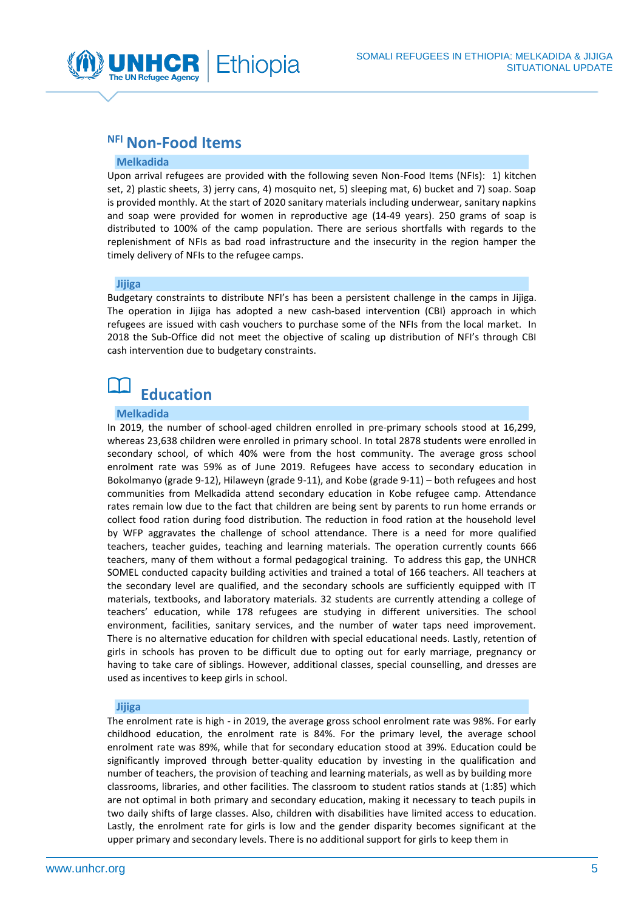## NFI Non-Food Items

### Melkadida

Upon arrival refugees are provided with the following seven Non-Food Items (NFIs): 1) kitchen set, 2) plastic sheets, 3) jerry cans, 4) mosquito net, 5) sleeping mat, 6) bucket and 7) soap. Soap is provided monthly. At the start of 2020 sanitary materials including underwear, sanitary napkins and soap were provided for women in reproductive age (14-49 years). 250 grams of soap is distributed to 100% of the camp population. There are serious shortfalls with regards to the replenishment of NFIs as bad road infrastructure and the insecurity in the region hamper the timely delivery of NFIs to the refugee camps.

### Jijiga

Budgetary constraints to distribute NFI's has been a persistent challenge in the camps in Jijiga. The operation in Jijiga has adopted a new cash-based intervention (CBI) approach in which refugees are issued with cash vouchers to purchase some of the NFIs from the local market. In 2018 the Sub-Office did not meet the objective of scaling up distribution of NFI's through CBI cash intervention due to budgetary constraints.

## Education

### Melkadida

In 2019, the number of school-aged children enrolled in pre-primary schools stood at 16,299, whereas 23,638 children were enrolled in primary school. In total 2878 students were enrolled in secondary school, of which 40% were from the host community. The average gross school enrolment rate was 59% as of June 2019. Refugees have access to secondary education in Bokolmanyo (grade 9-12), Hilaweyn (grade 9-11), and Kobe (grade 9-11) – both refugees and host communities from Melkadida attend secondary education in Kobe refugee camp. Attendance rates remain low due to the fact that children are being sent by parents to run home errands or collect food ration during food distribution. The reduction in food ration at the household level by WFP aggravates the challenge of school attendance. There is a need for more qualified teachers, teacher guides, teaching and learning materials. The operation currently counts 666 teachers, many of them without a formal pedagogical training. To address this gap, the UNHCR SOMEL conducted capacity building activities and trained a total of 166 teachers. All teachers at the secondary level are qualified, and the secondary schools are sufficiently equipped with IT materials, textbooks, and laboratory materials. 32 students are currently attending a college of teachers' education, while 178 refugees are studying in different universities. The school environment, facilities, sanitary services, and the number of water taps need improvement. There is no alternative education for children with special educational needs. Lastly, retention of girls in schools has proven to be difficult due to opting out for early marriage, pregnancy or having to take care of siblings. However, additional classes, special counselling, and dresses are used as incentives to keep girls in school.

### Jijiga

The enrolment rate is high - in 2019, the average gross school enrolment rate was 98%. For early childhood education, the enrolment rate is 84%. For the primary level, the average school enrolment rate was 89%, while that for secondary education stood at 39%. Education could be significantly improved through better-quality education by investing in the qualification and number of teachers, the provision of teaching and learning materials, as well as by building more classrooms, libraries, and other facilities. The classroom to student ratios stands at (1:85) which are not optimal in both primary and secondary education, making it necessary to teach pupils in two daily shifts of large classes. Also, children with disabilities have limited access to education. Lastly, the enrolment rate for girls is low and the gender disparity becomes significant at the upper primary and secondary levels. There is no additional support for girls to keep them in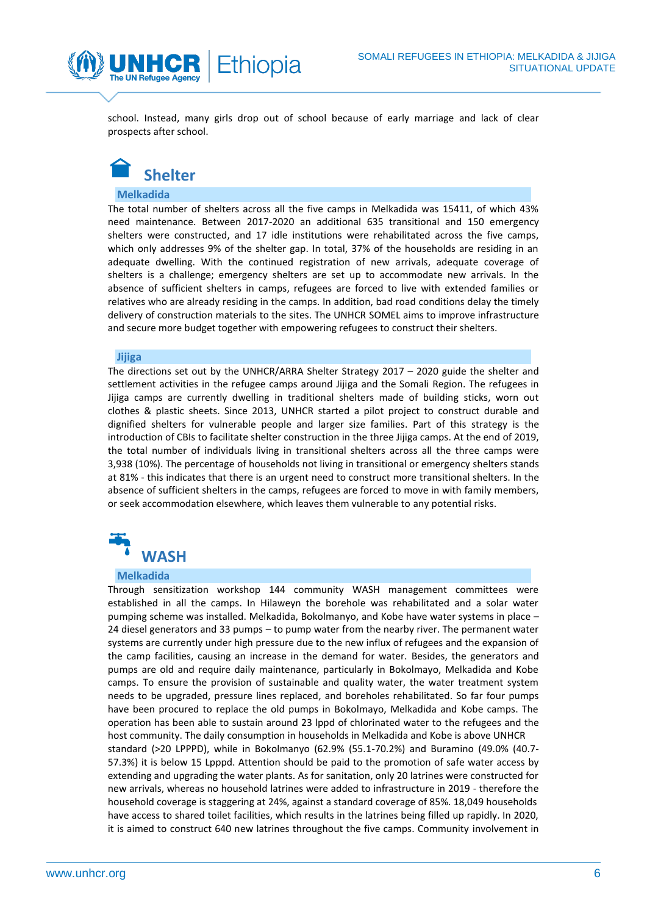school. Instead, many girls drop out of school because of early marriage and lack of clear prospects after school.

# Shelter

### Melkadida

The total number of shelters across all the five camps in Melkadida was 15411, of which 43% need maintenance. Between 2017-2020 an additional 635 transitional and 150 emergency shelters were constructed, and 17 idle institutions were rehabilitated across the five camps, which only addresses 9% of the shelter gap. In total, 37% of the households are residing in an adequate dwelling. With the continued registration of new arrivals, adequate coverage of shelters is a challenge; emergency shelters are set up to accommodate new arrivals. In the absence of sufficient shelters in camps, refugees are forced to live with extended families or relatives who are already residing in the camps. In addition, bad road conditions delay the timely delivery of construction materials to the sites. The UNHCR SOMEL aims to improve infrastructure and secure more budget together with empowering refugees to construct their shelters.

### Jijiga

The directions set out by the UNHCR/ARRA Shelter Strategy 2017 – 2020 guide the shelter and settlement activities in the refugee camps around Jijiga and the Somali Region. The refugees in Jijiga camps are currently dwelling in traditional shelters made of building sticks, worn out clothes & plastic sheets. Since 2013, UNHCR started a pilot project to construct durable and dignified shelters for vulnerable people and larger size families. Part of this strategy is the introduction of CBIs to facilitate shelter construction in the three Jijiga camps. At the end of 2019, the total number of individuals living in transitional shelters across all the three camps were 3,938 (10%). The percentage of households not living in transitional or emergency shelters stands at 81% - this indicates that there is an urgent need to construct more transitional shelters. In the absence of sufficient shelters in the camps, refugees are forced to move in with family members, or seek accommodation elsewhere, which leaves them vulnerable to any potential risks.

# WASH

### Melkadida

Through sensitization workshop 144 community WASH management committees were established in all the camps. In Hilaweyn the borehole was rehabilitated and a solar water pumping scheme was installed. Melkadida, Bokolmanyo, and Kobe have water systems in place – 24 diesel generators and 33 pumps – to pump water from the nearby river. The permanent water systems are currently under high pressure due to the new influx of refugees and the expansion of the camp facilities, causing an increase in the demand for water. Besides, the generators and pumps are old and require daily maintenance, particularly in Bokolmayo, Melkadida and Kobe camps. To ensure the provision of sustainable and quality water, the water treatment system needs to be upgraded, pressure lines replaced, and boreholes rehabilitated. So far four pumps have been procured to replace the old pumps in Bokolmayo, Melkadida and Kobe camps. The operation has been able to sustain around 23 lppd of chlorinated water to the refugees and the host community. The daily consumption in households in Melkadida and Kobe is above UNHCR standard (>20 LPPPD), while in Bokolmanyo (62.9% (55.1-70.2%) and Buramino (49.0% (40.7-57.3%) it is below 15 Lpppd. Attention should be paid to the promotion of safe water access by extending and upgrading the water plants. As for sanitation, only 20 latrines were constructed for new arrivals, whereas no household latrines were added to infrastructure in 2019 - therefore the household coverage is staggering at 24%, against a standard coverage of 85%. 18,049 households have access to shared toilet facilities, which results in the latrines being filled up rapidly. In 2020, it is aimed to construct 640 new latrines throughout the five camps. Community involvement in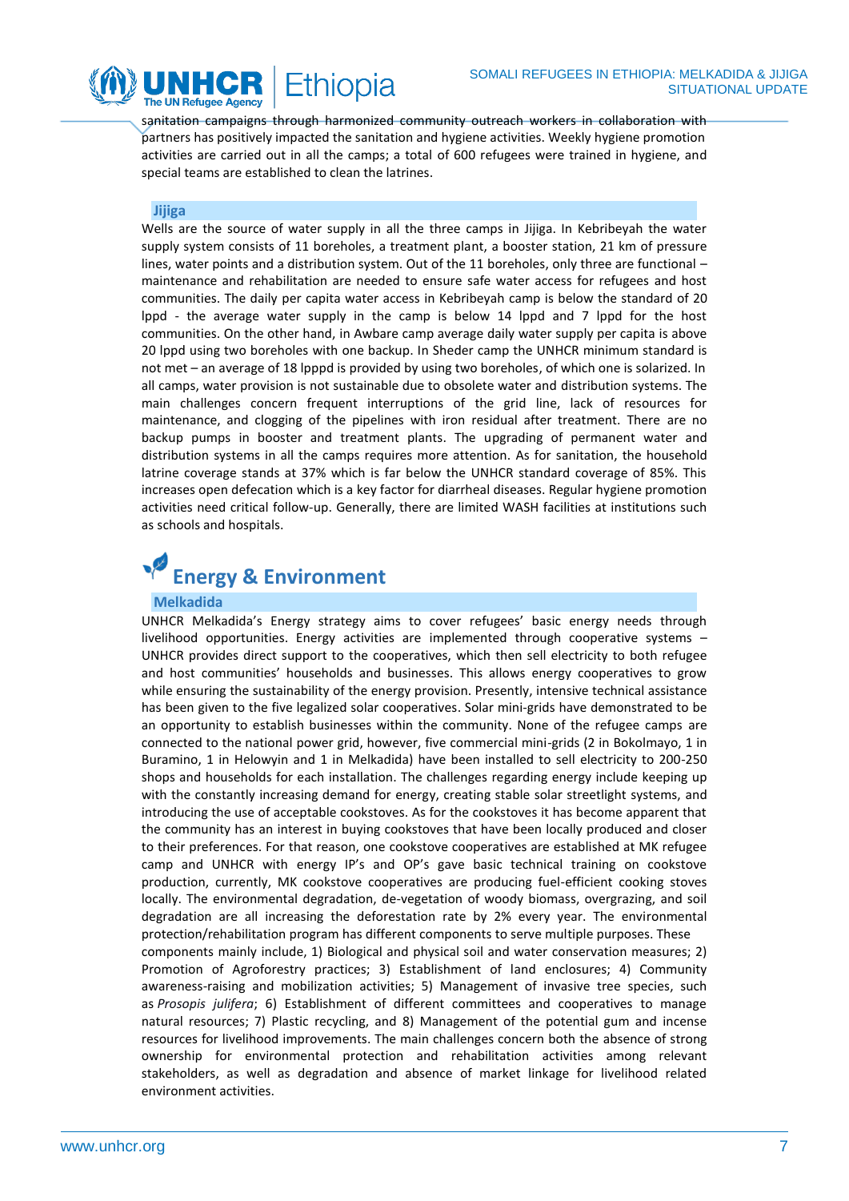sanitation campaigns through harmonized community outreach workers in collaboration with partners has positively impacted the sanitation and hygiene activities. Weekly hygiene promotion activities are carried out in all the camps; a total of 600 refugees were trained in hygiene, and special teams are established to clean the latrines.

### Jijiga

Wells are the source of water supply in all the three camps in Jijiga. In Kebribeyah the water supply system consists of 11 boreholes, a treatment plant, a booster station, 21 km of pressure lines, water points and a distribution system. Out of the 11 boreholes, only three are functional – maintenance and rehabilitation are needed to ensure safe water access for refugees and host communities. The daily per capita water access in Kebribeyah camp is below the standard of 20 lppd - the average water supply in the camp is below 14 lppd and 7 lppd for the host communities. On the other hand, in Awbare camp average daily water supply per capita is above 20 lppd using two boreholes with one backup. In Sheder camp the UNHCR minimum standard is not met – an average of 18 lpppd is provided by using two boreholes, of which one is solarized. In all camps, water provision is not sustainable due to obsolete water and distribution systems. The main challenges concern frequent interruptions of the grid line, lack of resources for maintenance, and clogging of the pipelines with iron residual after treatment. There are no backup pumps in booster and treatment plants. The upgrading of permanent water and distribution systems in all the camps requires more attention. As for sanitation, the household latrine coverage stands at 37% which is far below the UNHCR standard coverage of 85%. This increases open defecation which is a key factor for diarrheal diseases. Regular hygiene promotion activities need critical follow-up. Generally, there are limited WASH facilities at institutions such as schools and hospitals.

## Energy & Environment

### Melkadida

UNHCR Melkadida's Energy strategy aims to cover refugees' basic energy needs through livelihood opportunities. Energy activities are implemented through cooperative systems – UNHCR provides direct support to the cooperatives, which then sell electricity to both refugee and host communities' households and businesses. This allows energy cooperatives to grow while ensuring the sustainability of the energy provision. Presently, intensive technical assistance has been given to the five legalized solar cooperatives. Solar mini-grids have demonstrated to be an opportunity to establish businesses within the community. None of the refugee camps are connected to the national power grid, however, five commercial mini-grids (2 in Bokolmayo, 1 in Buramino, 1 in Helowyin and 1 in Melkadida) have been installed to sell electricity to 200-250 shops and households for each installation. The challenges regarding energy include keeping up with the constantly increasing demand for energy, creating stable solar streetlight systems, and introducing the use of acceptable cookstoves. As for the cookstoves it has become apparent that the community has an interest in buying cookstoves that have been locally produced and closer to their preferences. For that reason, one cookstove cooperatives are established at MK refugee camp and UNHCR with energy IP's and OP's gave basic technical training on cookstove production, currently, MK cookstove cooperatives are producing fuel-efficient cooking stoves locally. The environmental degradation, de-vegetation of woody biomass, overgrazing, and soil degradation are all increasing the deforestation rate by 2% every year. The environmental protection/rehabilitation program has different components to serve multiple purposes. These components mainly include, 1) Biological and physical soil and water conservation measures; 2) Promotion of Agroforestry practices; 3) Establishment of land enclosures; 4) Community awareness-raising and mobilization activities; 5) Management of invasive tree species, such as *Prosopis julifera*; 6) Establishment of different committees and cooperatives to manage natural resources; 7) Plastic recycling, and 8) Management of the potential gum and incense resources for livelihood improvements. The main challenges concern both the absence of strong ownership for environmental protection and rehabilitation activities among relevant stakeholders, as well as degradation and absence of market linkage for livelihood related environment activities.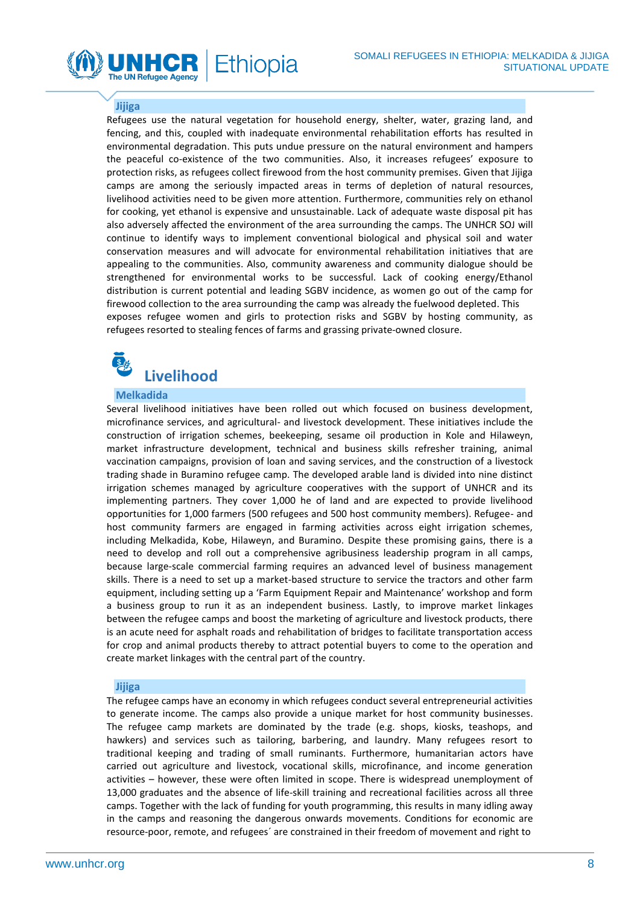### Jijiga

Refugees use the natural vegetation for household energy, shelter, water, grazing land, and fencing, and this, coupled with inadequate environmental rehabilitation efforts has resulted in environmental degradation. This puts undue pressure on the natural environment and hampers the peaceful co-existence of the two communities. Also, it increases refugees' exposure to protection risks, as refugees collect firewood from the host community premises. Given that Jijiga camps are among the seriously impacted areas in terms of depletion of natural resources, livelihood activities need to be given more attention. Furthermore, communities rely on ethanol for cooking, yet ethanol is expensive and unsustainable. Lack of adequate waste disposal pit has also adversely affected the environment of the area surrounding the camps. The UNHCR SOJ will continue to identify ways to implement conventional biological and physical soil and water conservation measures and will advocate for environmental rehabilitation initiatives that are appealing to the communities. Also, community awareness and community dialogue should be strengthened for environmental works to be successful. Lack of cooking energy/Ethanol distribution is current potential and leading SGBV incidence, as women go out of the camp for firewood collection to the area surrounding the camp was already the fuelwood depleted. This exposes refugee women and girls to protection risks and SGBV by hosting community, as refugees resorted to stealing fences of farms and grassing private-owned closure.

## Livelihood

### Melkadida

Several livelihood initiatives have been rolled out which focused on business development, microfinance services, and agricultural- and livestock development. These initiatives include the construction of irrigation schemes, beekeeping, sesame oil production in Kole and Hilaweyn, market infrastructure development, technical and business skills refresher training, animal vaccination campaigns, provision of loan and saving services, and the construction of a livestock trading shade in Buramino refugee camp. The developed arable land is divided into nine distinct irrigation schemes managed by agriculture cooperatives with the support of UNHCR and its implementing partners. They cover 1,000 he of land and are expected to provide livelihood opportunities for 1,000 farmers (500 refugees and 500 host community members). Refugee- and host community farmers are engaged in farming activities across eight irrigation schemes, including Melkadida, Kobe, Hilaweyn, and Buramino. Despite these promising gains, there is a need to develop and roll out a comprehensive agribusiness leadership program in all camps, because large-scale commercial farming requires an advanced level of business management skills. There is a need to set up a market-based structure to service the tractors and other farm equipment, including setting up a 'Farm Equipment Repair and Maintenance' workshop and form a business group to run it as an independent business. Lastly, to improve market linkages between the refugee camps and boost the marketing of agriculture and livestock products, there is an acute need for asphalt roads and rehabilitation of bridges to facilitate transportation access for crop and animal products thereby to attract potential buyers to come to the operation and create market linkages with the central part of the country.

### Jijiga

The refugee camps have an economy in which refugees conduct several entrepreneurial activities to generate income. The camps also provide a unique market for host community businesses. The refugee camp markets are dominated by the trade (e.g. shops, kiosks, teashops, and hawkers) and services such as tailoring, barbering, and laundry. Many refugees resort to traditional keeping and trading of small ruminants. Furthermore, humanitarian actors have carried out agriculture and livestock, vocational skills, microfinance, and income generation activities – however, these were often limited in scope. There is widespread unemployment of 13,000 graduates and the absence of life-skill training and recreational facilities across all three camps. Together with the lack of funding for youth programming, this results in many idling away in the camps and reasoning the dangerous onwards movements. Conditions for economic are resource-poor, remote, and refugees´ are constrained in their freedom of movement and right to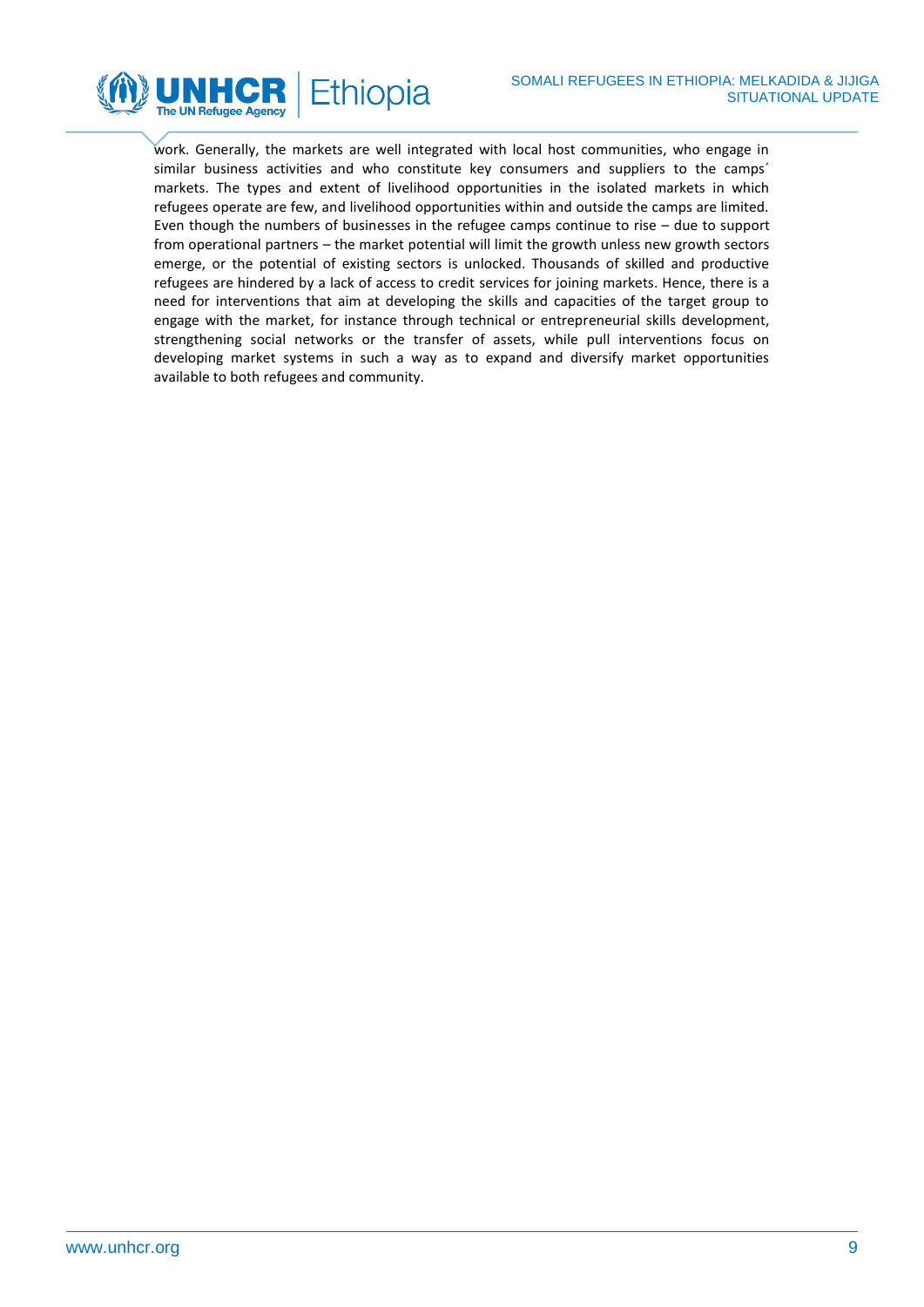work. Generally, the markets are well integrated with local host communities, who engage in similar business activities and who constitute key consumers and suppliers to the camps´ markets. The types and extent of livelihood opportunities in the isolated markets in which refugees operate are few, and livelihood opportunities within and outside the camps are limited. Even though the numbers of businesses in the refugee camps continue to rise – due to support from operational partners – the market potential will limit the growth unless new growth sectors emerge, or the potential of existing sectors is unlocked. Thousands of skilled and productive refugees are hindered by a lack of access to credit services for joining markets. Hence, there is a need for interventions that aim at developing the skills and capacities of the target group to engage with the market, for instance through technical or entrepreneurial skills development, strengthening social networks or the transfer of assets, while pull interventions focus on developing market systems in such a way as to expand and diversify market opportunities available to both refugees and community.